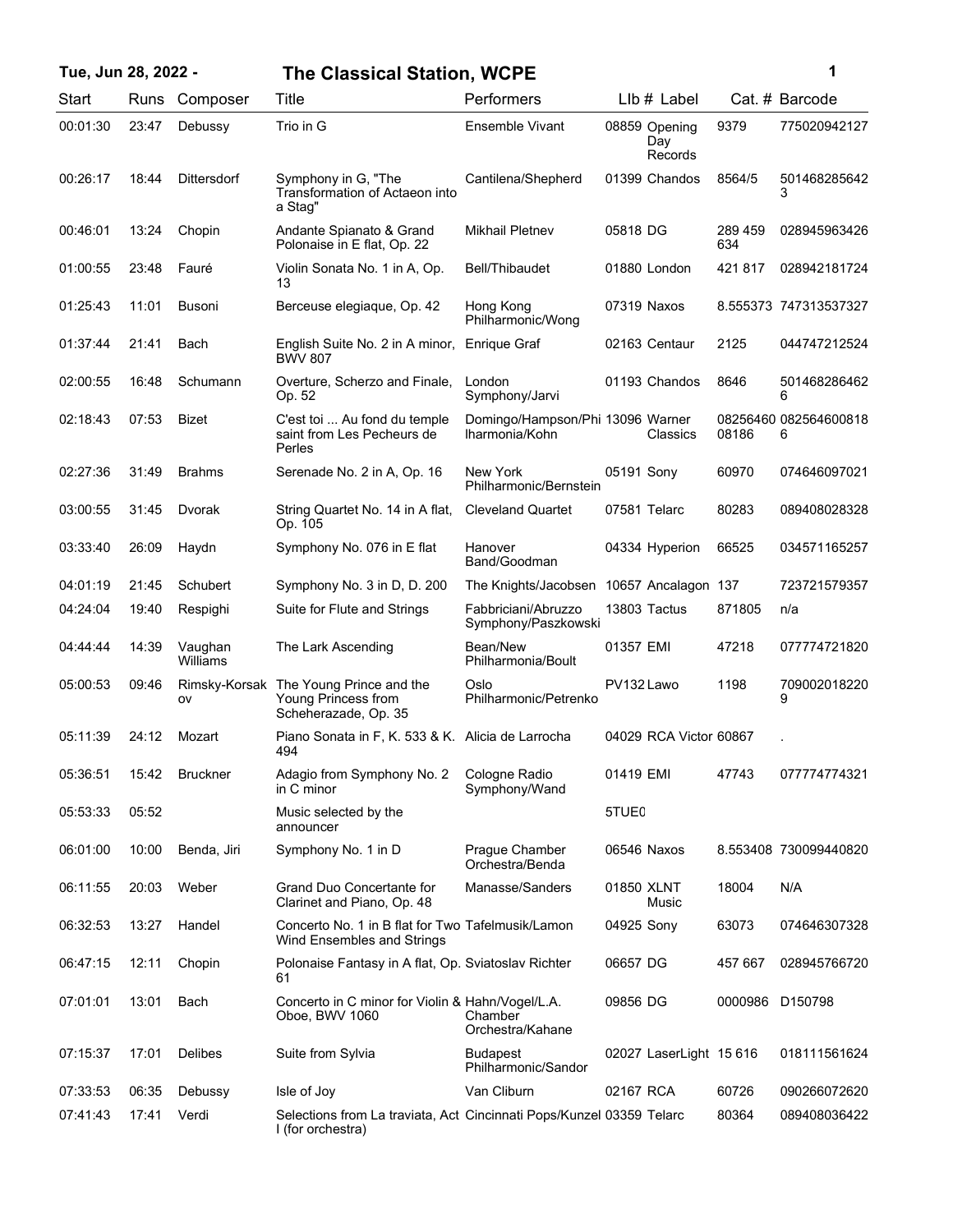# Tue, Jun 28, 2022 - The Classical Station, WCPE

| Start | Runs | Composer | Title | Performers | Llb # | Label | Cat. # | Barcode |
|---|---|---|---|---|---|---|---|---|
| 00:01:30 | 23:47 | Debussy | Trio in G | Ensemble Vivant | 08859 | Opening Day Records | 9379 | 775020942127 |
| 00:26:17 | 18:44 | Dittersdorf | Symphony in G, "The Transformation of Actaeon into a Stag" | Cantilena/Shepherd | 01399 | Chandos | 8564/5 | 5014682856423 |
| 00:46:01 | 13:24 | Chopin | Andante Spianato & Grand Polonaise in E flat, Op. 22 | Mikhail Pletnev | 05818 | DG | 289 459 634 | 028945963426 |
| 01:00:55 | 23:48 | Fauré | Violin Sonata No. 1 in A, Op. 13 | Bell/Thibaudet | 01880 | London | 421 817 | 028942181724 |
| 01:25:43 | 11:01 | Busoni | Berceuse elegiaque, Op. 42 | Hong Kong Philharmonic/Wong | 07319 | Naxos | 8.555373 | 747313537327 |
| 01:37:44 | 21:41 | Bach | English Suite No. 2 in A minor, BWV 807 | Enrique Graf | 02163 | Centaur | 2125 | 044747212524 |
| 02:00:55 | 16:48 | Schumann | Overture, Scherzo and Finale, Op. 52 | London Symphony/Jarvi | 01193 | Chandos | 8646 | 5014682864626 |
| 02:18:43 | 07:53 | Bizet | C'est toi ... Au fond du temple saint from Les Pecheurs de Perles | Domingo/Hampson/Philharmonia/Kohn | 13096 | Warner Classics | 0825646008186 | 0825646008186 |
| 02:27:36 | 31:49 | Brahms | Serenade No. 2 in A, Op. 16 | New York Philharmonic/Bernstein | 05191 | Sony | 60970 | 074646097021 |
| 03:00:55 | 31:45 | Dvorak | String Quartet No. 14 in A flat, Op. 105 | Cleveland Quartet | 07581 | Telarc | 80283 | 089408028328 |
| 03:33:40 | 26:09 | Haydn | Symphony No. 076 in E flat | Hanover Band/Goodman | 04334 | Hyperion | 66525 | 034571165257 |
| 04:01:19 | 21:45 | Schubert | Symphony No. 3 in D, D. 200 | The Knights/Jacobsen | 10657 | Ancalagon | 137 | 723721579357 |
| 04:24:04 | 19:40 | Respighi | Suite for Flute and Strings | Fabbriciani/Abruzzo Symphony/Paszkowski | 13803 | Tactus | 871805 | n/a |
| 04:44:44 | 14:39 | Vaughan Williams | The Lark Ascending | Bean/New Philharmonia/Boult | 01357 | EMI | 47218 | 077774721820 |
| 05:00:53 | 09:46 | Rimsky-Korsakov | The Young Prince and the Young Princess from Scheherazade, Op. 35 | Oslo Philharmonic/Petrenko | PV132 | Lawo | 1198 | 7090020182209 |
| 05:11:39 | 24:12 | Mozart | Piano Sonata in F, K. 533 & K. 494 | Alicia de Larrocha | 04029 | RCA Victor | 60867 | . |
| 05:36:51 | 15:42 | Bruckner | Adagio from Symphony No. 2 in C minor | Cologne Radio Symphony/Wand | 01419 | EMI | 47743 | 077774774321 |
| 05:53:33 | 05:52 | | Music selected by the announcer | | 5TUE0 | | | |
| 06:01:00 | 10:00 | Benda, Jiri | Symphony No. 1 in D | Prague Chamber Orchestra/Benda | 06546 | Naxos | 8.553408 | 730099440820 |
| 06:11:55 | 20:03 | Weber | Grand Duo Concertante for Clarinet and Piano, Op. 48 | Manasse/Sanders | 01850 | XLNT Music | 18004 | N/A |
| 06:32:53 | 13:27 | Handel | Concerto No. 1 in B flat for Two Wind Ensembles and Strings | Tafelmusik/Lamon | 04925 | Sony | 63073 | 074646307328 |
| 06:47:15 | 12:11 | Chopin | Polonaise Fantasy in A flat, Op. 61 | Sviatoslav Richter | 06657 | DG | 457 667 | 028945766720 |
| 07:01:01 | 13:01 | Bach | Concerto in C minor for Violin & Oboe, BWV 1060 | Hahn/Vogel/L.A. Chamber Orchestra/Kahane | 09856 | DG | 0000986 | D150798 |
| 07:15:37 | 17:01 | Delibes | Suite from Sylvia | Budapest Philharmonic/Sandor | 02027 | LaserLight | 15 616 | 018111561624 |
| 07:33:53 | 06:35 | Debussy | Isle of Joy | Van Cliburn | 02167 | RCA | 60726 | 090266072620 |
| 07:41:43 | 17:41 | Verdi | Selections from La traviata, Act I (for orchestra) | Cincinnati Pops/Kunzel | 03359 | Telarc | 80364 | 089408036422 |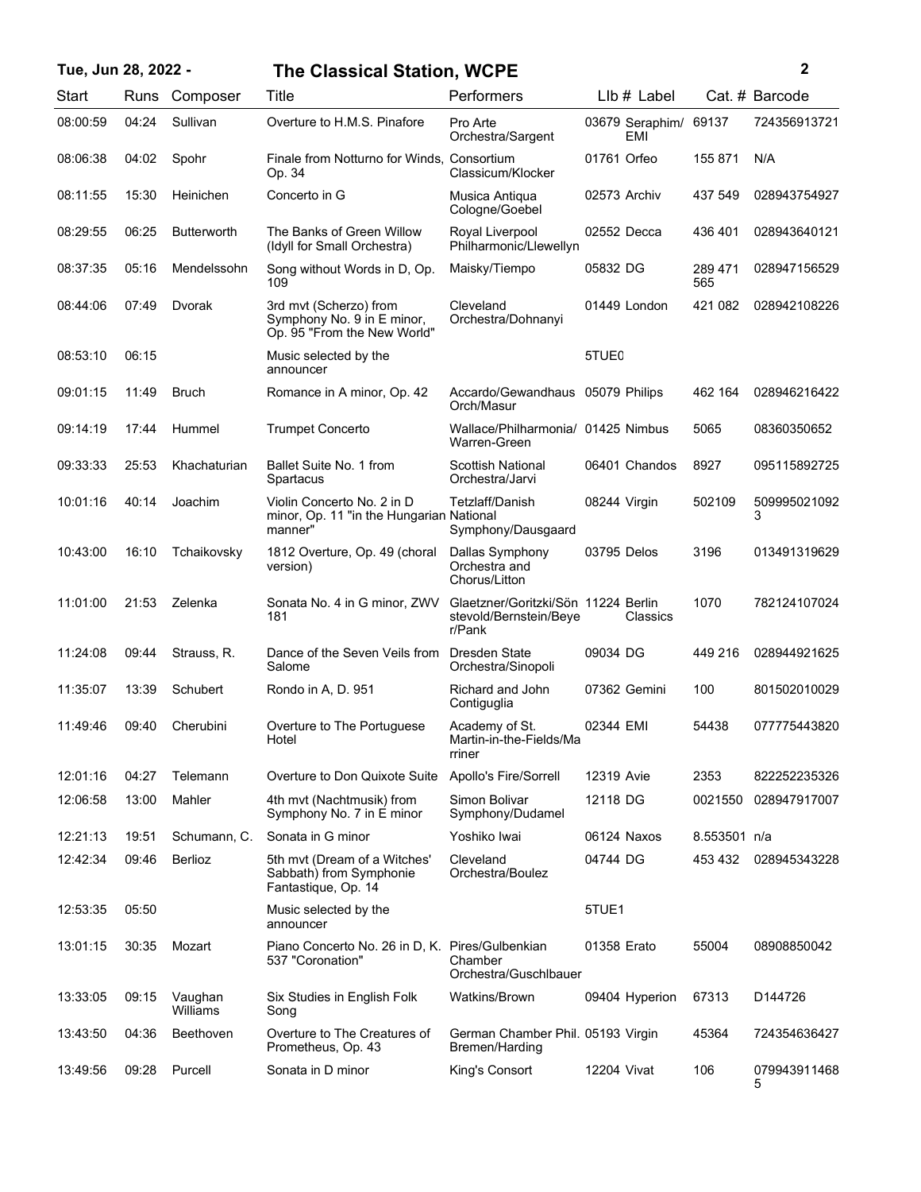| Start | Runs | Composer | Title | Performers | Llb # | Label | Cat. # | Barcode |
|---|---|---|---|---|---|---|---|---|
| 08:00:59 | 04:24 | Sullivan | Overture to H.M.S. Pinafore | Pro Arte Orchestra/Sargent | 03679 | Seraphim/ EMI | 69137 | 724356913721 |
| 08:06:38 | 04:02 | Spohr | Finale from Notturno for Winds, Op. 34 | Consortium Classicum/Klocker | 01761 | Orfeo | 155 871 | N/A |
| 08:11:55 | 15:30 | Heinichen | Concerto in G | Musica Antiqua Cologne/Goebel | 02573 | Archiv | 437 549 | 028943754927 |
| 08:29:55 | 06:25 | Butterworth | The Banks of Green Willow (Idyll for Small Orchestra) | Royal Liverpool Philharmonic/Llewellyn | 02552 | Decca | 436 401 | 028943640121 |
| 08:37:35 | 05:16 | Mendelssohn | Song without Words in D, Op. 109 | Maisky/Tiempo | 05832 | DG | 289 471 565 | 028947156529 |
| 08:44:06 | 07:49 | Dvorak | 3rd mvt (Scherzo) from Symphony No. 9 in E minor, Op. 95 "From the New World" | Cleveland Orchestra/Dohnanyi | 01449 | London | 421 082 | 028942108226 |
| 08:53:10 | 06:15 | | Music selected by the announcer | | 5TUE0 | | | |
| 09:01:15 | 11:49 | Bruch | Romance in A minor, Op. 42 | Accardo/Gewandhaus Orch/Masur | 05079 | Philips | 462 164 | 028946216422 |
| 09:14:19 | 17:44 | Hummel | Trumpet Concerto | Wallace/Philharmonia/ Warren-Green | 01425 | Nimbus | 5065 | 08360350652 |
| 09:33:33 | 25:53 | Khachaturian | Ballet Suite No. 1 from Spartacus | Scottish National Orchestra/Jarvi | 06401 | Chandos | 8927 | 095115892725 |
| 10:01:16 | 40:14 | Joachim | Violin Concerto No. 2 in D minor, Op. 11 "in the Hungarian manner" | Tetzlaff/Danish National Symphony/Dausgaard | 08244 | Virgin | 502109 | 5099950210923 |
| 10:43:00 | 16:10 | Tchaikovsky | 1812 Overture, Op. 49 (choral version) | Dallas Symphony Orchestra and Chorus/Litton | 03795 | Delos | 3196 | 013491319629 |
| 11:01:00 | 21:53 | Zelenka | Sonata No. 4 in G minor, ZWV 181 | Glaetzner/Goritzki/Sönstevold/Bernstein/Beyer/Pank | 11224 | Berlin Classics | 1070 | 782124107024 |
| 11:24:08 | 09:44 | Strauss, R. | Dance of the Seven Veils from Salome | Dresden State Orchestra/Sinopoli | 09034 | DG | 449 216 | 028944921625 |
| 11:35:07 | 13:39 | Schubert | Rondo in A, D. 951 | Richard and John Contiguglia | 07362 | Gemini | 100 | 801502010029 |
| 11:49:46 | 09:40 | Cherubini | Overture to The Portuguese Hotel | Academy of St. Martin-in-the-Fields/Marriner | 02344 | EMI | 54438 | 077775443820 |
| 12:01:16 | 04:27 | Telemann | Overture to Don Quixote Suite | Apollo's Fire/Sorrell | 12319 | Avie | 2353 | 822252235326 |
| 12:06:58 | 13:00 | Mahler | 4th mvt (Nachtmusik) from Symphony No. 7 in E minor | Simon Bolivar Symphony/Dudamel | 12118 | DG | 0021550 | 028947917007 |
| 12:21:13 | 19:51 | Schumann, C. | Sonata in G minor | Yoshiko Iwai | 06124 | Naxos | 8.553501 | n/a |
| 12:42:34 | 09:46 | Berlioz | 5th mvt (Dream of a Witches' Sabbath) from Symphonie Fantastique, Op. 14 | Cleveland Orchestra/Boulez | 04744 | DG | 453 432 | 028945343228 |
| 12:53:35 | 05:50 | | Music selected by the announcer | | 5TUE1 | | | |
| 13:01:15 | 30:35 | Mozart | Piano Concerto No. 26 in D, K. 537 "Coronation" | Pires/Gulbenkian Chamber Orchestra/Guschlbauer | 01358 | Erato | 55004 | 08908850042 |
| 13:33:05 | 09:15 | Vaughan Williams | Six Studies in English Folk Song | Watkins/Brown | 09404 | Hyperion | 67313 | D144726 |
| 13:43:50 | 04:36 | Beethoven | Overture to The Creatures of Prometheus, Op. 43 | German Chamber Phil. Bremen/Harding | 05193 | Virgin | 45364 | 724354636427 |
| 13:49:56 | 09:28 | Purcell | Sonata in D minor | King's Consort | 12204 | Vivat | 106 | 0799439114685 |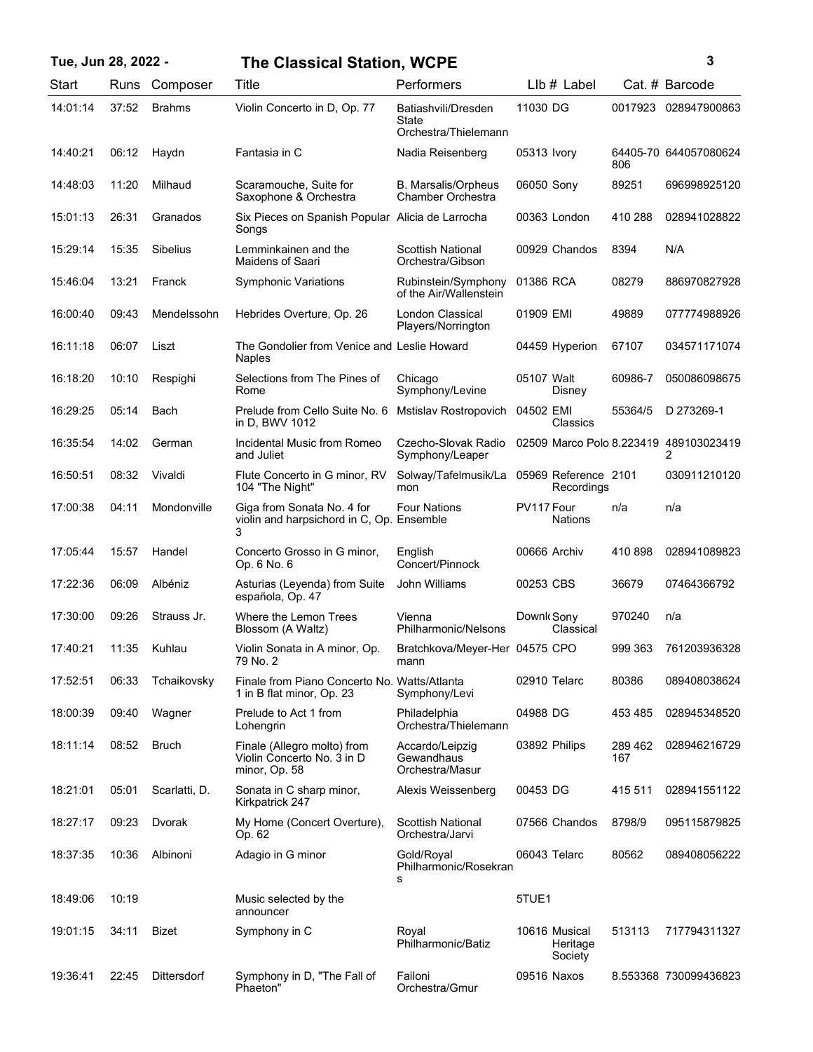| Start | Runs | Composer | Title | Performers | LIb # | Label | Cat. # | Barcode |
|---|---|---|---|---|---|---|---|---|
| 14:01:14 | 37:52 | Brahms | Violin Concerto in D, Op. 77 | Batiashvili/Dresden State Orchestra/Thielemann | 11030 | DG | 0017923 | 028947900863 |
| 14:40:21 | 06:12 | Haydn | Fantasia in C | Nadia Reisenberg | 05313 | Ivory | 64405-70806 | 644057080624 |
| 14:48:03 | 11:20 | Milhaud | Scaramouche, Suite for Saxophone & Orchestra | B. Marsalis/Orpheus Chamber Orchestra | 06050 | Sony | 89251 | 696998925120 |
| 15:01:13 | 26:31 | Granados | Six Pieces on Spanish Popular Songs | Alicia de Larrocha | 00363 | London | 410 288 | 028941028822 |
| 15:29:14 | 15:35 | Sibelius | Lemminkainen and the Maidens of Saari | Scottish National Orchestra/Gibson | 00929 | Chandos | 8394 | N/A |
| 15:46:04 | 13:21 | Franck | Symphonic Variations | Rubinstein/Symphony of the Air/Wallenstein | 01386 | RCA | 08279 | 886970827928 |
| 16:00:40 | 09:43 | Mendelssohn | Hebrides Overture, Op. 26 | London Classical Players/Norrington | 01909 | EMI | 49889 | 077774988926 |
| 16:11:18 | 06:07 | Liszt | The Gondolier from Venice and Naples | Leslie Howard | 04459 | Hyperion | 67107 | 034571171074 |
| 16:18:20 | 10:10 | Respighi | Selections from The Pines of Rome | Chicago Symphony/Levine | 05107 | Walt Disney | 60986-7 | 050086098675 |
| 16:29:25 | 05:14 | Bach | Prelude from Cello Suite No. 6 in D, BWV 1012 | Mstislav Rostropovich | 04502 | EMI Classics | 55364/5 | D 273269-1 |
| 16:35:54 | 14:02 | German | Incidental Music from Romeo and Juliet | Czecho-Slovak Radio Symphony/Leaper | 02509 | Marco Polo | 8.223419 | 4891030234192 |
| 16:50:51 | 08:32 | Vivaldi | Flute Concerto in G minor, RV 104 "The Night" | Solway/Tafelmusik/Lamon | 05969 | Reference Recordings | 2101 | 030911210120 |
| 17:00:38 | 04:11 | Mondonville | Giga from Sonata No. 4 for violin and harpsichord in C, Op. 3 | Four Nations Ensemble | PV117 | Four Nations | n/a | n/a |
| 17:05:44 | 15:57 | Handel | Concerto Grosso in G minor, Op. 6 No. 6 | English Concert/Pinnock | 00666 | Archiv | 410 898 | 028941089823 |
| 17:22:36 | 06:09 | Albéniz | Asturias (Leyenda) from Suite española, Op. 47 | John Williams | 00253 | CBS | 36679 | 07464366792 |
| 17:30:00 | 09:26 | Strauss Jr. | Where the Lemon Trees Blossom (A Waltz) | Vienna Philharmonic/Nelsons | Downl | Sony Classical | 970240 | n/a |
| 17:40:21 | 11:35 | Kuhlau | Violin Sonata in A minor, Op. 79 No. 2 | Bratchkova/Meyer-Hermann | 04575 | CPO | 999 363 | 761203936328 |
| 17:52:51 | 06:33 | Tchaikovsky | Finale from Piano Concerto No. 1 in B flat minor, Op. 23 | Watts/Atlanta Symphony/Levi | 02910 | Telarc | 80386 | 089408038624 |
| 18:00:39 | 09:40 | Wagner | Prelude to Act 1 from Lohengrin | Philadelphia Orchestra/Thielemann | 04988 | DG | 453 485 | 028945348520 |
| 18:11:14 | 08:52 | Bruch | Finale (Allegro molto) from Violin Concerto No. 3 in D minor, Op. 58 | Accardo/Leipzig Gewandhaus Orchestra/Masur | 03892 | Philips | 289 462 167 | 028946216729 |
| 18:21:01 | 05:01 | Scarlatti, D. | Sonata in C sharp minor, Kirkpatrick 247 | Alexis Weissenberg | 00453 | DG | 415 511 | 028941551122 |
| 18:27:17 | 09:23 | Dvorak | My Home (Concert Overture), Op. 62 | Scottish National Orchestra/Jarvi | 07566 | Chandos | 8798/9 | 095115879825 |
| 18:37:35 | 10:36 | Albinoni | Adagio in G minor | Gold/Royal Philharmonic/Rosekrans | 06043 | Telarc | 80562 | 089408056222 |
| 18:49:06 | 10:19 | | Music selected by the announcer | | 5TUE1 | | | |
| 19:01:15 | 34:11 | Bizet | Symphony in C | Royal Philharmonic/Batiz | 10616 | Musical Heritage Society | 513113 | 717794311327 |
| 19:36:41 | 22:45 | Dittersdorf | Symphony in D, "The Fall of Phaeton" | Failoni Orchestra/Gmur | 09516 | Naxos | 8.553368 | 730099436823 |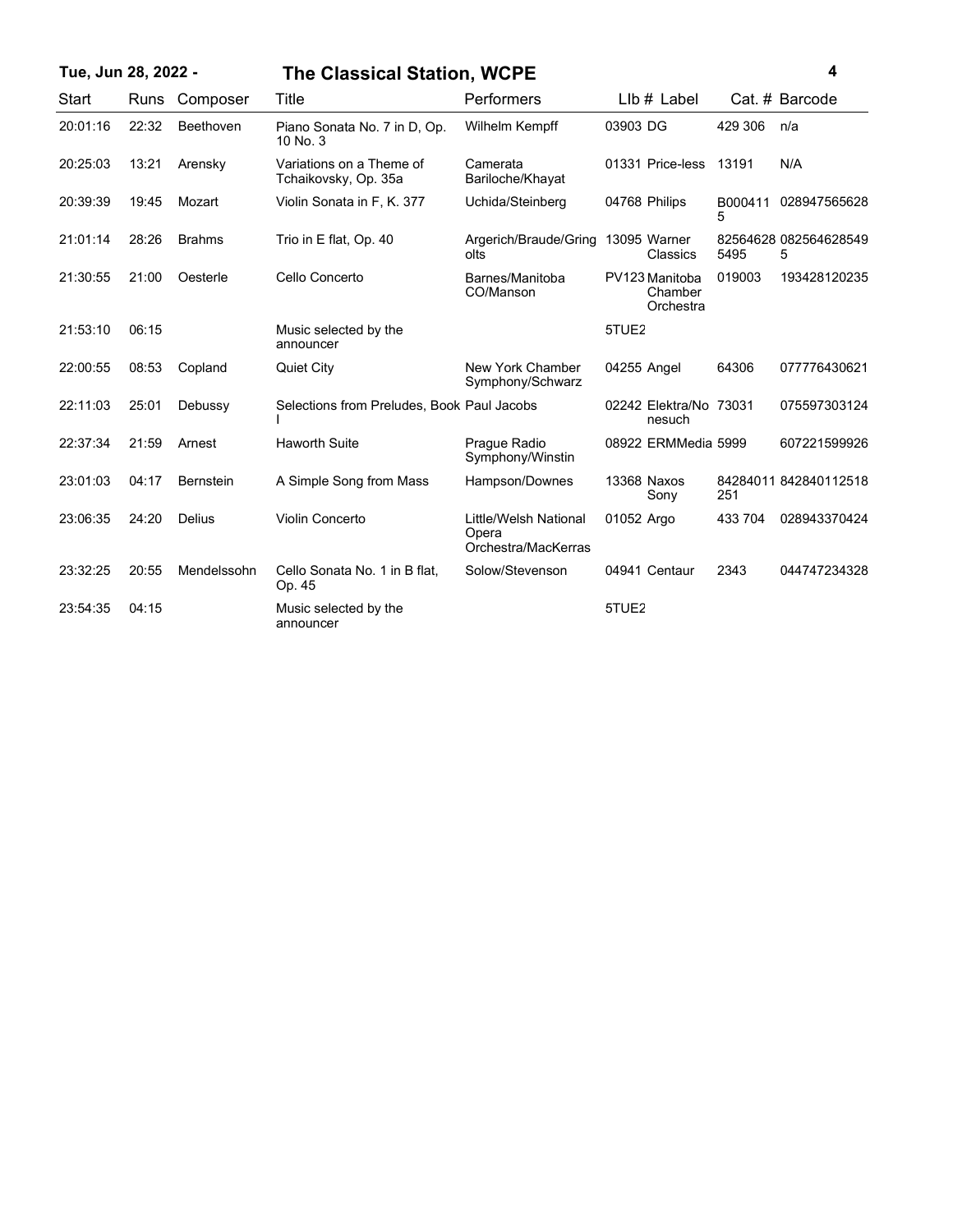| Start | Runs | Composer | Title | Performers | Llb # | Label | Cat. # | Barcode |
|---|---|---|---|---|---|---|---|---|
| 20:01:16 | 22:32 | Beethoven | Piano Sonata No. 7 in D, Op. 10 No. 3 | Wilhelm Kempff | 03903 | DG | 429 306 | n/a |
| 20:25:03 | 13:21 | Arensky | Variations on a Theme of Tchaikovsky, Op. 35a | Camerata Bariloche/Khayat | 01331 | Price-less | 13191 | N/A |
| 20:39:39 | 19:45 | Mozart | Violin Sonata in F, K. 377 | Uchida/Steinberg | 04768 | Philips | B0004115 | 028947565628 |
| 21:01:14 | 28:26 | Brahms | Trio in E flat, Op. 40 | Argerich/Braude/Gringolts | 13095 | Warner Classics | 825646285495 | 0825646285495 |
| 21:30:55 | 21:00 | Oesterle | Cello Concerto | Barnes/Manitoba CO/Manson | PV123 | Manitoba Chamber Orchestra | 019003 | 193428120235 |
| 21:53:10 | 06:15 | | Music selected by the announcer | | 5TUE2 | | | |
| 22:00:55 | 08:53 | Copland | Quiet City | New York Chamber Symphony/Schwarz | 04255 | Angel | 64306 | 077776430621 |
| 22:11:03 | 25:01 | Debussy | Selections from Preludes, Book I | Paul Jacobs | 02242 | Elektra/Nonesuch | 73031 | 075597303124 |
| 22:37:34 | 21:59 | Arnest | Haworth Suite | Prague Radio Symphony/Winstin | 08922 | ERMMedia | 5999 | 607221599926 |
| 23:01:03 | 04:17 | Bernstein | A Simple Song from Mass | Hampson/Downes | 13368 | Naxos Sony | 84284011251 | 842840112518 |
| 23:06:35 | 24:20 | Delius | Violin Concerto | Little/Welsh National Opera Orchestra/MacKerras | 01052 | Argo | 433 704 | 028943370424 |
| 23:32:25 | 20:55 | Mendelssohn | Cello Sonata No. 1 in B flat, Op. 45 | Solow/Stevenson | 04941 | Centaur | 2343 | 044747234328 |
| 23:54:35 | 04:15 | | Music selected by the announcer | | 5TUE2 | | | |